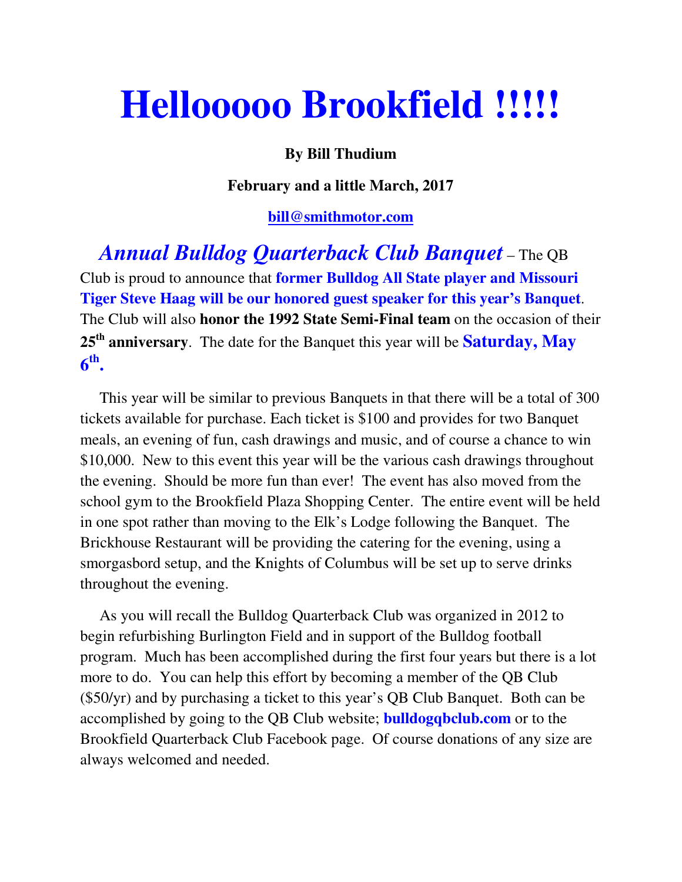# Hellooooo Brookfield !!!!!

**By Bill Thudium**

**February and a little March, 2017**

**bill@smithmotor.com**

***Annual Bulldog Quarterback Club Banquet*** – The QB Club is proud to announce that **former Bulldog All State player and Missouri Tiger Steve Haag will be our honored guest speaker for this year's Banquet**. The Club will also **honor the 1992 State Semi-Final team** on the occasion of their **25th anniversary**. The date for the Banquet this year will be **Saturday, May 6th.**

This year will be similar to previous Banquets in that there will be a total of 300 tickets available for purchase. Each ticket is $100 and provides for two Banquet meals, an evening of fun, cash drawings and music, and of course a chance to win $10,000. New to this event this year will be the various cash drawings throughout the evening. Should be more fun than ever! The event has also moved from the school gym to the Brookfield Plaza Shopping Center. The entire event will be held in one spot rather than moving to the Elk's Lodge following the Banquet. The Brickhouse Restaurant will be providing the catering for the evening, using a smorgasbord setup, and the Knights of Columbus will be set up to serve drinks throughout the evening.

As you will recall the Bulldog Quarterback Club was organized in 2012 to begin refurbishing Burlington Field and in support of the Bulldog football program. Much has been accomplished during the first four years but there is a lot more to do. You can help this effort by becoming a member of the QB Club ($50/yr) and by purchasing a ticket to this year's QB Club Banquet. Both can be accomplished by going to the QB Club website; **bulldogqbclub.com** or to the Brookfield Quarterback Club Facebook page. Of course donations of any size are always welcomed and needed.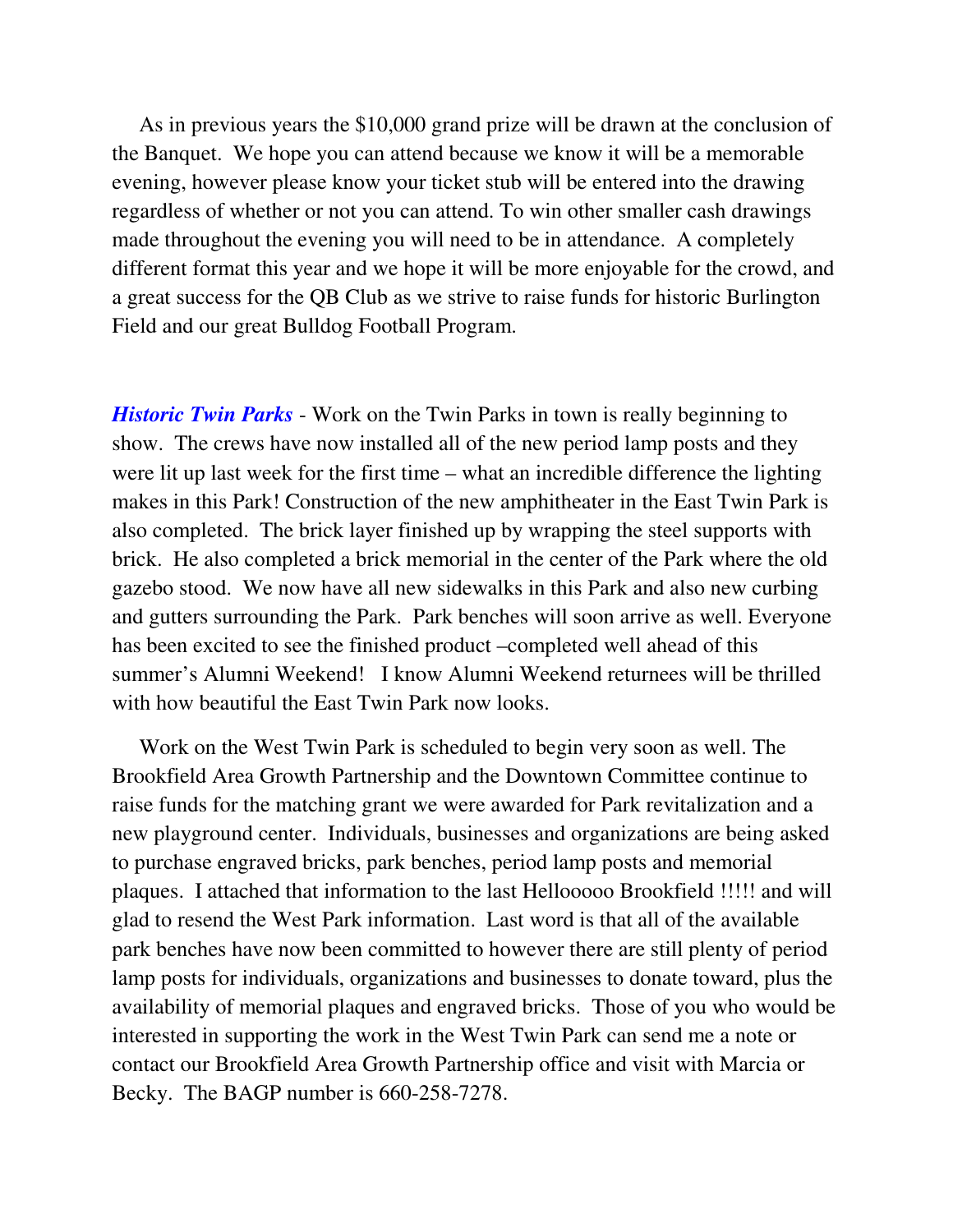As in previous years the $10,000 grand prize will be drawn at the conclusion of the Banquet. We hope you can attend because we know it will be a memorable evening, however please know your ticket stub will be entered into the drawing regardless of whether or not you can attend. To win other smaller cash drawings made throughout the evening you will need to be in attendance. A completely different format this year and we hope it will be more enjoyable for the crowd, and a great success for the QB Club as we strive to raise funds for historic Burlington Field and our great Bulldog Football Program.

***Historic Twin Parks*** - Work on the Twin Parks in town is really beginning to show. The crews have now installed all of the new period lamp posts and they were lit up last week for the first time – what an incredible difference the lighting makes in this Park! Construction of the new amphitheater in the East Twin Park is also completed. The brick layer finished up by wrapping the steel supports with brick. He also completed a brick memorial in the center of the Park where the old gazebo stood. We now have all new sidewalks in this Park and also new curbing and gutters surrounding the Park. Park benches will soon arrive as well. Everyone has been excited to see the finished product –completed well ahead of this summer's Alumni Weekend! I know Alumni Weekend returnees will be thrilled with how beautiful the East Twin Park now looks.

Work on the West Twin Park is scheduled to begin very soon as well. The Brookfield Area Growth Partnership and the Downtown Committee continue to raise funds for the matching grant we were awarded for Park revitalization and a new playground center. Individuals, businesses and organizations are being asked to purchase engraved bricks, park benches, period lamp posts and memorial plaques. I attached that information to the last Hellooooo Brookfield !!!!! and will glad to resend the West Park information. Last word is that all of the available park benches have now been committed to however there are still plenty of period lamp posts for individuals, organizations and businesses to donate toward, plus the availability of memorial plaques and engraved bricks. Those of you who would be interested in supporting the work in the West Twin Park can send me a note or contact our Brookfield Area Growth Partnership office and visit with Marcia or Becky. The BAGP number is 660-258-7278.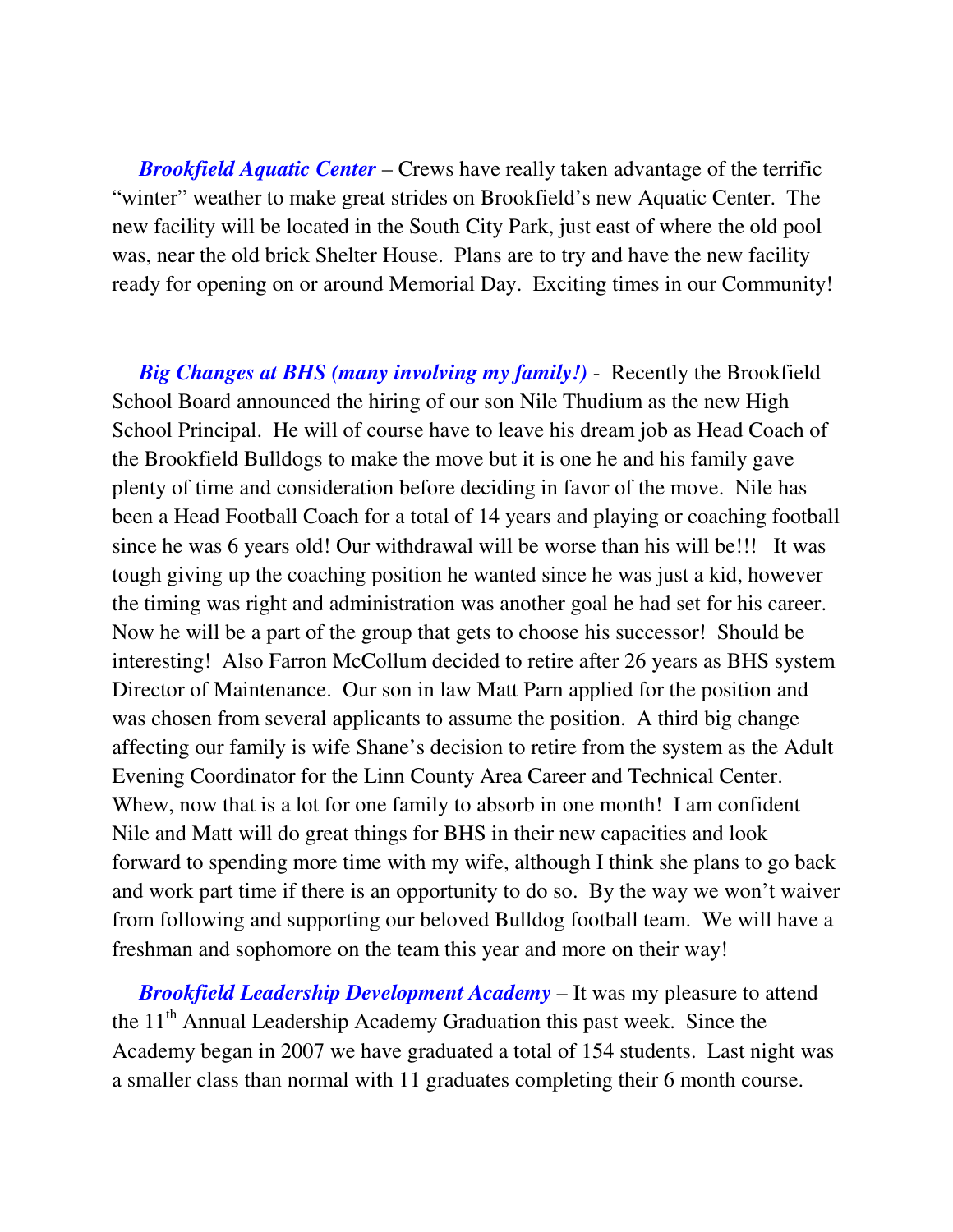***Brookfield Aquatic Center*** – Crews have really taken advantage of the terrific "winter" weather to make great strides on Brookfield's new Aquatic Center. The new facility will be located in the South City Park, just east of where the old pool was, near the old brick Shelter House. Plans are to try and have the new facility ready for opening on or around Memorial Day. Exciting times in our Community!

***Big Changes at BHS (many involving my family!)*** - Recently the Brookfield School Board announced the hiring of our son Nile Thudium as the new High School Principal. He will of course have to leave his dream job as Head Coach of the Brookfield Bulldogs to make the move but it is one he and his family gave plenty of time and consideration before deciding in favor of the move. Nile has been a Head Football Coach for a total of 14 years and playing or coaching football since he was 6 years old! Our withdrawal will be worse than his will be!!! It was tough giving up the coaching position he wanted since he was just a kid, however the timing was right and administration was another goal he had set for his career. Now he will be a part of the group that gets to choose his successor! Should be interesting! Also Farron McCollum decided to retire after 26 years as BHS system Director of Maintenance. Our son in law Matt Parn applied for the position and was chosen from several applicants to assume the position. A third big change affecting our family is wife Shane's decision to retire from the system as the Adult Evening Coordinator for the Linn County Area Career and Technical Center. Whew, now that is a lot for one family to absorb in one month! I am confident Nile and Matt will do great things for BHS in their new capacities and look forward to spending more time with my wife, although I think she plans to go back and work part time if there is an opportunity to do so. By the way we won't waiver from following and supporting our beloved Bulldog football team. We will have a freshman and sophomore on the team this year and more on their way!

***Brookfield Leadership Development Academy*** – It was my pleasure to attend the 11th Annual Leadership Academy Graduation this past week. Since the Academy began in 2007 we have graduated a total of 154 students. Last night was a smaller class than normal with 11 graduates completing their 6 month course.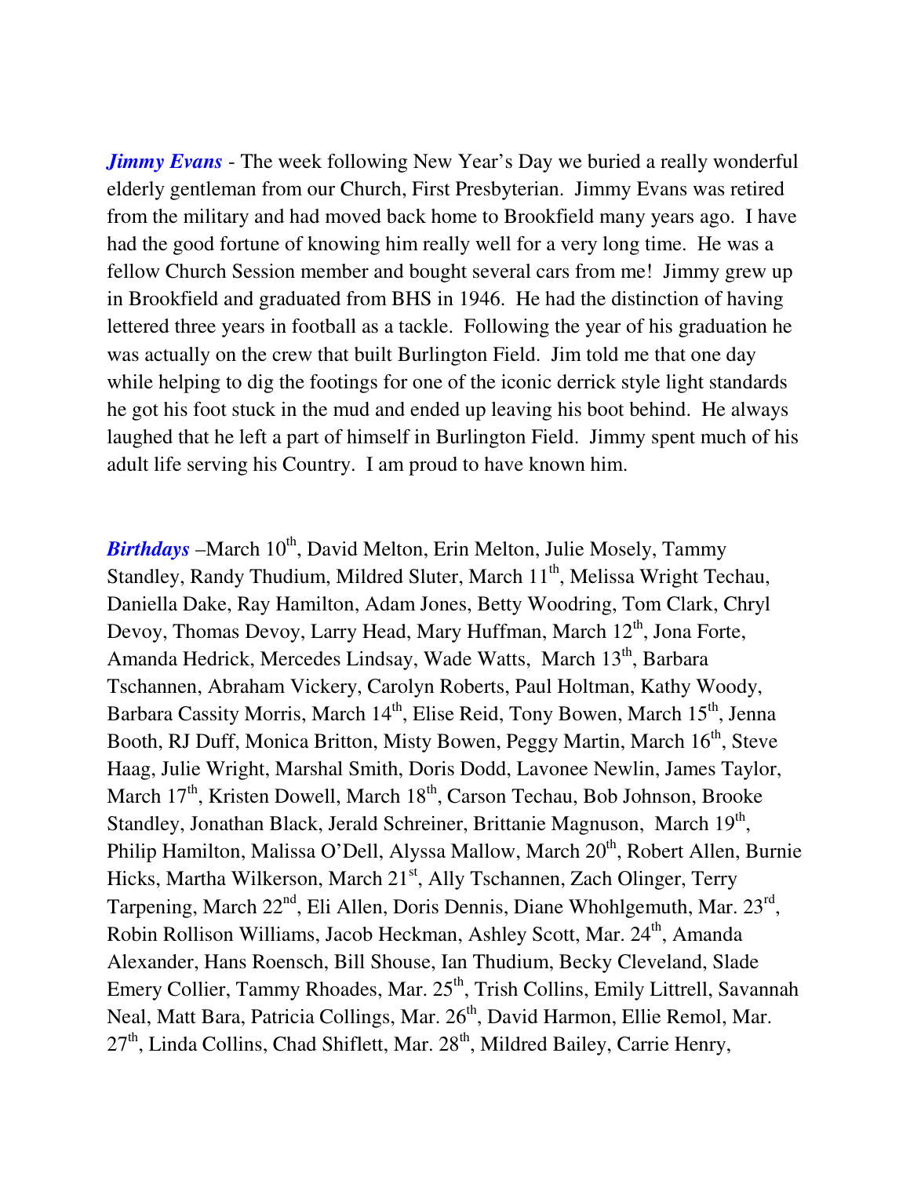***Jimmy Evans*** - The week following New Year's Day we buried a really wonderful elderly gentleman from our Church, First Presbyterian. Jimmy Evans was retired from the military and had moved back home to Brookfield many years ago. I have had the good fortune of knowing him really well for a very long time. He was a fellow Church Session member and bought several cars from me! Jimmy grew up in Brookfield and graduated from BHS in 1946. He had the distinction of having lettered three years in football as a tackle. Following the year of his graduation he was actually on the crew that built Burlington Field. Jim told me that one day while helping to dig the footings for one of the iconic derrick style light standards he got his foot stuck in the mud and ended up leaving his boot behind. He always laughed that he left a part of himself in Burlington Field. Jimmy spent much of his adult life serving his Country. I am proud to have known him.

***Birthdays*** –March 10th, David Melton, Erin Melton, Julie Mosely, Tammy Standley, Randy Thudium, Mildred Sluter, March 11th, Melissa Wright Techau, Daniella Dake, Ray Hamilton, Adam Jones, Betty Woodring, Tom Clark, Chryl Devoy, Thomas Devoy, Larry Head, Mary Huffman, March 12th, Jona Forte, Amanda Hedrick, Mercedes Lindsay, Wade Watts, March 13th, Barbara Tschannen, Abraham Vickery, Carolyn Roberts, Paul Holtman, Kathy Woody, Barbara Cassity Morris, March 14th, Elise Reid, Tony Bowen, March 15th, Jenna Booth, RJ Duff, Monica Britton, Misty Bowen, Peggy Martin, March 16th, Steve Haag, Julie Wright, Marshal Smith, Doris Dodd, Lavonee Newlin, James Taylor, March 17th, Kristen Dowell, March 18th, Carson Techau, Bob Johnson, Brooke Standley, Jonathan Black, Jerald Schreiner, Brittanie Magnuson, March 19th, Philip Hamilton, Malissa O'Dell, Alyssa Mallow, March 20th, Robert Allen, Burnie Hicks, Martha Wilkerson, March 21st, Ally Tschannen, Zach Olinger, Terry Tarpening, March 22nd, Eli Allen, Doris Dennis, Diane Whohlgemuth, Mar. 23rd, Robin Rollison Williams, Jacob Heckman, Ashley Scott, Mar. 24th, Amanda Alexander, Hans Roensch, Bill Shouse, Ian Thudium, Becky Cleveland, Slade Emery Collier, Tammy Rhoades, Mar. 25th, Trish Collins, Emily Littrell, Savannah Neal, Matt Bara, Patricia Collings, Mar. 26th, David Harmon, Ellie Remol, Mar. 27th, Linda Collins, Chad Shiflett, Mar. 28th, Mildred Bailey, Carrie Henry,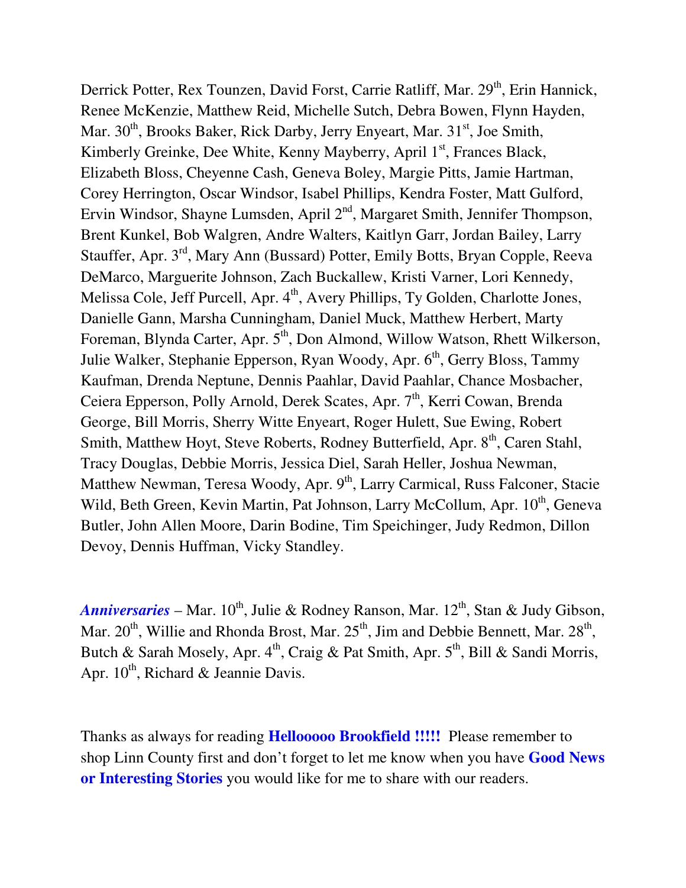Derrick Potter, Rex Tounzen, David Forst, Carrie Ratliff, Mar. 29th, Erin Hannick, Renee McKenzie, Matthew Reid, Michelle Sutch, Debra Bowen, Flynn Hayden, Mar. 30th, Brooks Baker, Rick Darby, Jerry Enyeart, Mar. 31st, Joe Smith, Kimberly Greinke, Dee White, Kenny Mayberry, April 1st, Frances Black, Elizabeth Bloss, Cheyenne Cash, Geneva Boley, Margie Pitts, Jamie Hartman, Corey Herrington, Oscar Windsor, Isabel Phillips, Kendra Foster, Matt Gulford, Ervin Windsor, Shayne Lumsden, April 2nd, Margaret Smith, Jennifer Thompson, Brent Kunkel, Bob Walgren, Andre Walters, Kaitlyn Garr, Jordan Bailey, Larry Stauffer, Apr. 3rd, Mary Ann (Bussard) Potter, Emily Botts, Bryan Copple, Reeva DeMarco, Marguerite Johnson, Zach Buckallew, Kristi Varner, Lori Kennedy, Melissa Cole, Jeff Purcell, Apr. 4th, Avery Phillips, Ty Golden, Charlotte Jones, Danielle Gann, Marsha Cunningham, Daniel Muck, Matthew Herbert, Marty Foreman, Blynda Carter, Apr. 5th, Don Almond, Willow Watson, Rhett Wilkerson, Julie Walker, Stephanie Epperson, Ryan Woody, Apr. 6th, Gerry Bloss, Tammy Kaufman, Drenda Neptune, Dennis Paahlar, David Paahlar, Chance Mosbacher, Ceiera Epperson, Polly Arnold, Derek Scates, Apr. 7th, Kerri Cowan, Brenda George, Bill Morris, Sherry Witte Enyeart, Roger Hulett, Sue Ewing, Robert Smith, Matthew Hoyt, Steve Roberts, Rodney Butterfield, Apr. 8th, Caren Stahl, Tracy Douglas, Debbie Morris, Jessica Diel, Sarah Heller, Joshua Newman, Matthew Newman, Teresa Woody, Apr. 9th, Larry Carmical, Russ Falconer, Stacie Wild, Beth Green, Kevin Martin, Pat Johnson, Larry McCollum, Apr. 10th, Geneva Butler, John Allen Moore, Darin Bodine, Tim Speichinger, Judy Redmon, Dillon Devoy, Dennis Huffman, Vicky Standley.

***Anniversaries*** – Mar. 10th, Julie & Rodney Ranson, Mar. 12th, Stan & Judy Gibson, Mar. 20th, Willie and Rhonda Brost, Mar. 25th, Jim and Debbie Bennett, Mar. 28th, Butch & Sarah Mosely, Apr. 4th, Craig & Pat Smith, Apr. 5th, Bill & Sandi Morris, Apr. 10th, Richard & Jeannie Davis.

Thanks as always for reading **Hellooooo Brookfield !!!!!** Please remember to shop Linn County first and don't forget to let me know when you have **Good News or Interesting Stories** you would like for me to share with our readers.